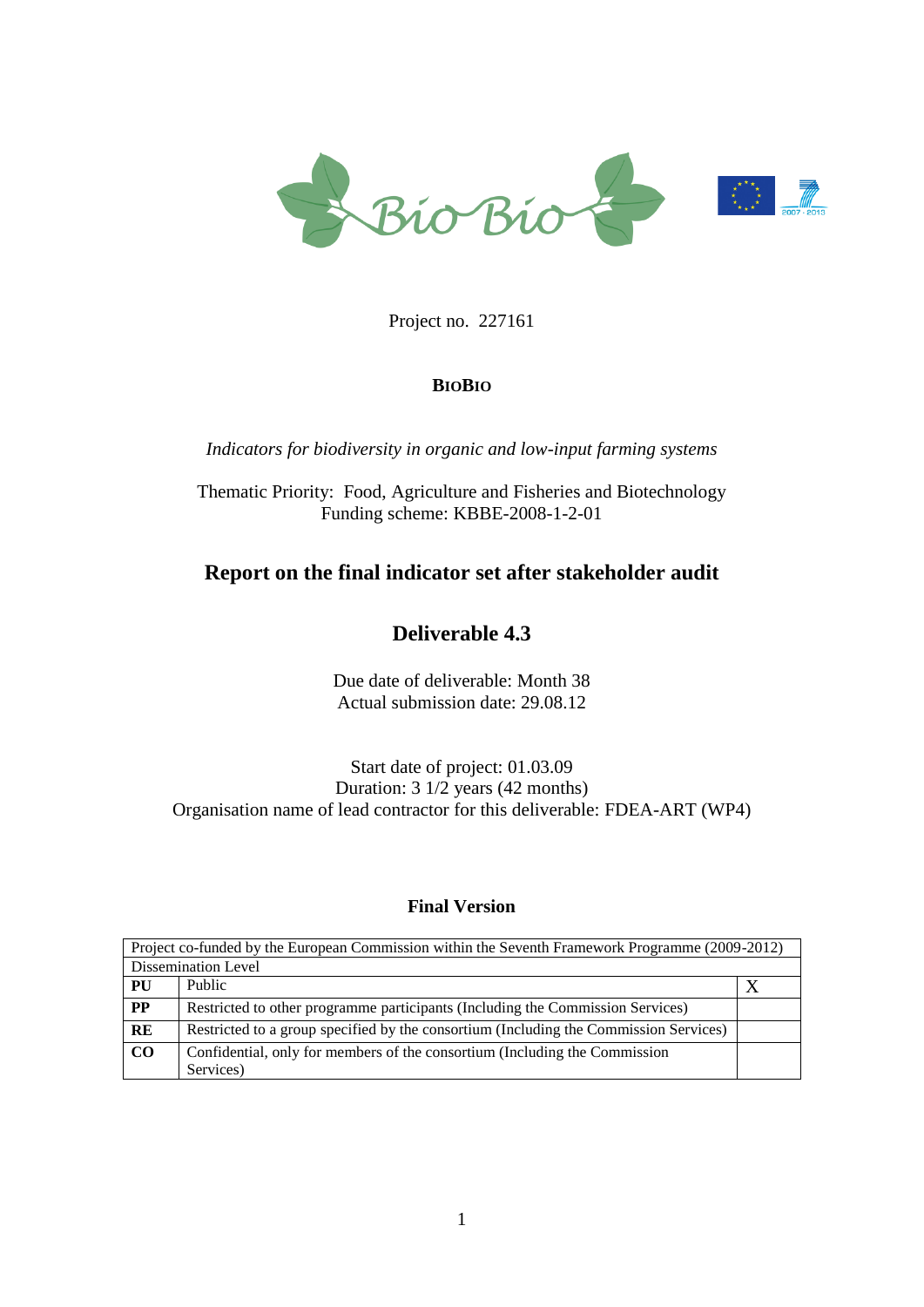Project no. 227161

**BIOBIO**

*Indicators for biodiversity in organic and low-input farming systems*

Thematic Priority: Food, Agriculture and Fisheries and Biotechnology
Funding scheme: KBBE-2008-1-2-01

## Report on the final indicator set after stakeholder audit

## Deliverable 4.3

Due date of deliverable: Month 38
Actual submission date: 29.08.12

Start date of project: 01.03.09
Duration: 3 1/2 years (42 months)
Organisation name of lead contractor for this deliverable: FDEA-ART (WP4)

**Final Version**

| Project co-funded by the European Commission within the Seventh Framework Programme (2009-2012) | | |
|---|---|---|
| Dissemination Level | | |
| **PU** | Public | X |
| **PP** | Restricted to other programme participants (Including the Commission Services) | |
| **RE** | Restricted to a group specified by the consortium (Including the Commission Services) | |
| **CO** | Confidential, only for members of the consortium (Including the Commission Services) | |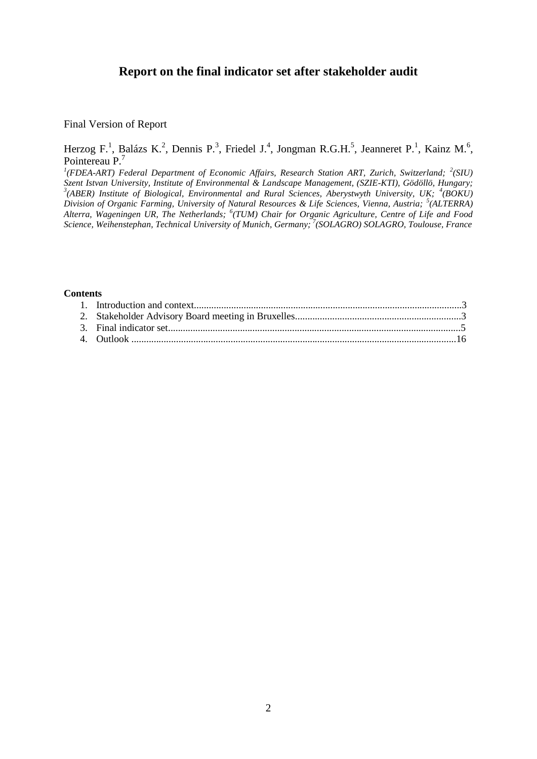# Report on the final indicator set after stakeholder audit

Final Version of Report

Herzog F.[1], Balázs K.[2], Dennis P.[3], Friedel J.[4], Jongman R.G.H.[5], Jeanneret P.[1], Kainz M.[6], Pointereau P.[7]

*[1](FDEA-ART) Federal Department of Economic Affairs, Research Station ART, Zurich, Switzerland; [2](SIU) Szent Istvan University, Institute of Environmental & Landscape Management, (SZIE-KTI), Gödöllö, Hungary; [3](ABER) Institute of Biological, Environmental and Rural Sciences, Aberystwyth University, UK; [4](BOKU) Division of Organic Farming, University of Natural Resources & Life Sciences, Vienna, Austria; [5](ALTERRA) Alterra, Wageningen UR, The Netherlands; [6](TUM) Chair for Organic Agriculture, Centre of Life and Food Science, Weihenstephan, Technical University of Munich, Germany; [7](SOLAGRO) SOLAGRO, Toulouse, France*

**Contents**

1. Introduction and context..........................................................................................................3
2. Stakeholder Advisory Board meeting in Bruxelles..................................................................3
3. Final indicator set.....................................................................................................................5
4. Outlook ..................................................................................................................................16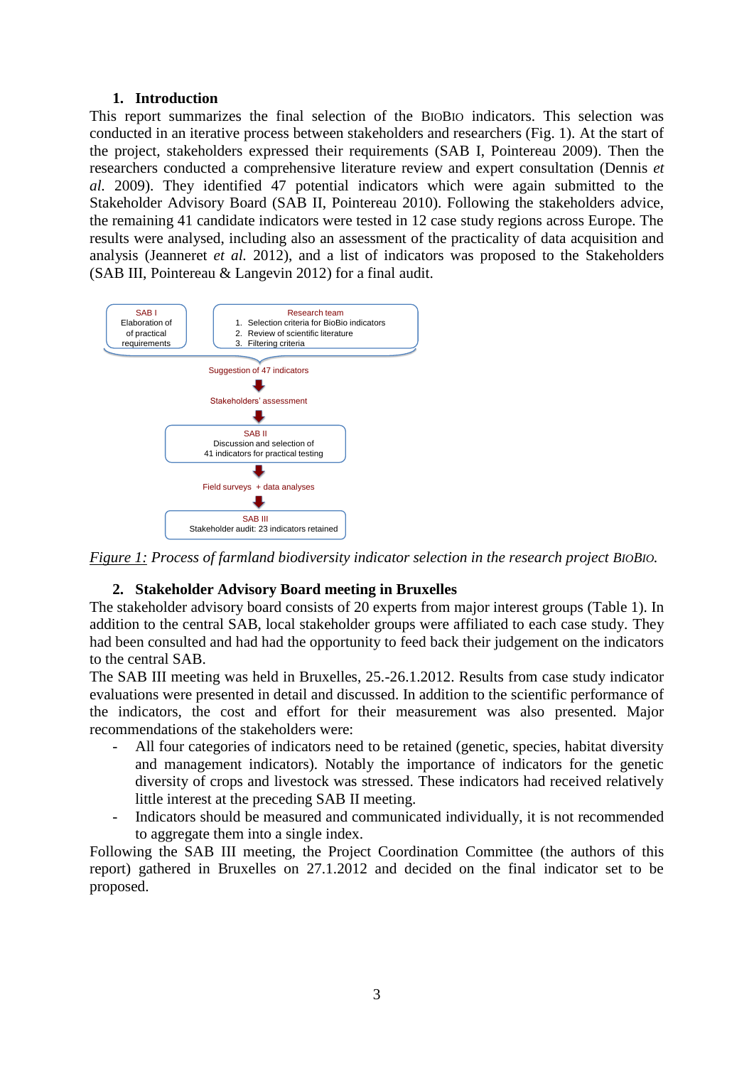## 1. Introduction

This report summarizes the final selection of the BIOBIO indicators. This selection was conducted in an iterative process between stakeholders and researchers (Fig. 1). At the start of the project, stakeholders expressed their requirements (SAB I, Pointereau 2009). Then the researchers conducted a comprehensive literature review and expert consultation (Dennis *et al.* 2009). They identified 47 potential indicators which were again submitted to the Stakeholder Advisory Board (SAB II, Pointereau 2010). Following the stakeholders advice, the remaining 41 candidate indicators were tested in 12 case study regions across Europe. The results were analysed, including also an assessment of the practicality of data acquisition and analysis (Jeanneret *et al.* 2012), and a list of indicators was proposed to the Stakeholders (SAB III, Pointereau & Langevin 2012) for a final audit.

SAB I
Elaboration of of practical requirements

Research team
1. Selection criteria for BioBio indicators
2. Review of scientific literature
3. Filtering criteria

Suggestion of 47 indicators

Stakeholders' assessment

SAB II
Discussion and selection of 41 indicators for practical testing

Field surveys + data analyses

SAB III
Stakeholder audit: 23 indicators retained

*Figure 1: Process of farmland biodiversity indicator selection in the research project BIOBIO.*

## 2. Stakeholder Advisory Board meeting in Bruxelles

The stakeholder advisory board consists of 20 experts from major interest groups (Table 1). In addition to the central SAB, local stakeholder groups were affiliated to each case study. They had been consulted and had had the opportunity to feed back their judgement on the indicators to the central SAB.

The SAB III meeting was held in Bruxelles, 25.-26.1.2012. Results from case study indicator evaluations were presented in detail and discussed. In addition to the scientific performance of the indicators, the cost and effort for their measurement was also presented. Major recommendations of the stakeholders were:

- All four categories of indicators need to be retained (genetic, species, habitat diversity and management indicators). Notably the importance of indicators for the genetic diversity of crops and livestock was stressed. These indicators had received relatively little interest at the preceding SAB II meeting.
- Indicators should be measured and communicated individually, it is not recommended to aggregate them into a single index.

Following the SAB III meeting, the Project Coordination Committee (the authors of this report) gathered in Bruxelles on 27.1.2012 and decided on the final indicator set to be proposed.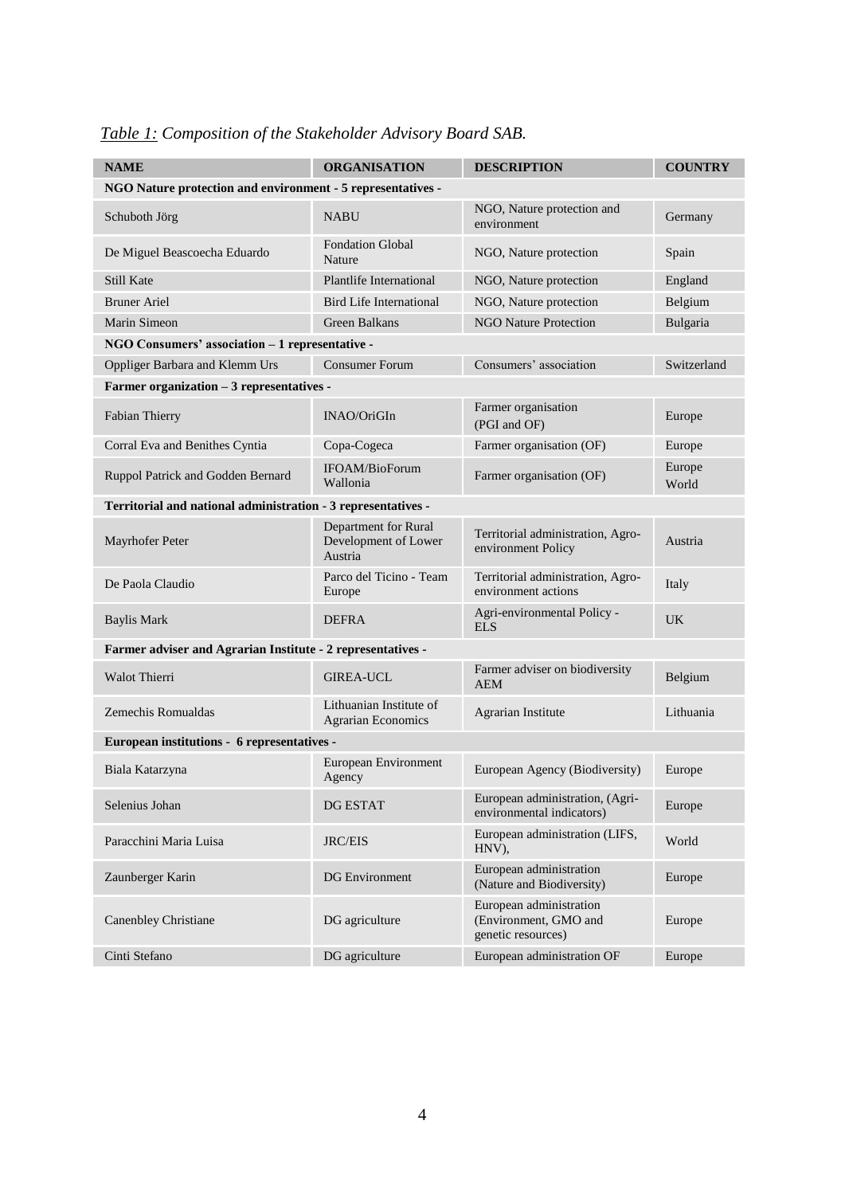*<u>Table 1:</u> Composition of the Stakeholder Advisory Board SAB.*

| NAME | ORGANISATION | DESCRIPTION | COUNTRY |
|---|---|---|---|
| **NGO Nature protection and environment - 5 representatives -** | | | |
| Schuboth Jörg | NABU | NGO, Nature protection and environment | Germany |
| De Miguel Beascoecha Eduardo | Fondation Global Nature | NGO, Nature protection | Spain |
| Still Kate | Plantlife International | NGO, Nature protection | England |
| Bruner Ariel | Bird Life International | NGO, Nature protection | Belgium |
| Marin Simeon | Green Balkans | NGO Nature Protection | Bulgaria |
| **NGO Consumers' association – 1 representative -** | | | |
| Oppliger Barbara and Klemm Urs | Consumer Forum | Consumers' association | Switzerland |
| **Farmer organization – 3 representatives -** | | | |
| Fabian Thierry | INAO/OriGIn | Farmer organisation (PGI and OF) | Europe |
| Corral Eva and Benithes Cyntia | Copa-Cogeca | Farmer organisation (OF) | Europe |
| Ruppol Patrick and Godden Bernard | IFOAM/BioForum Wallonia | Farmer organisation (OF) | Europe World |
| **Territorial and national administration - 3 representatives -** | | | |
| Mayrhofer Peter | Department for Rural Development of Lower Austria | Territorial administration, Agro-environment Policy | Austria |
| De Paola Claudio | Parco del Ticino - Team Europe | Territorial administration, Agro-environment actions | Italy |
| Baylis Mark | DEFRA | Agri-environmental Policy - ELS | UK |
| **Farmer adviser and Agrarian Institute - 2 representatives -** | | | |
| Walot Thierri | GIREA-UCL | Farmer adviser on biodiversity AEM | Belgium |
| Zemechis Romualdas | Lithuanian Institute of Agrarian Economics | Agrarian Institute | Lithuania |
| **European institutions - 6 representatives -** | | | |
| Biala Katarzyna | European Environment Agency | European Agency (Biodiversity) | Europe |
| Selenius Johan | DG ESTAT | European administration, (Agri-environmental indicators) | Europe |
| Paracchini Maria Luisa | JRC/EIS | European administration (LIFS, HNV), | World |
| Zaunberger Karin | DG Environment | European administration (Nature and Biodiversity) | Europe |
| Canenbley Christiane | DG agriculture | European administration (Environment, GMO and genetic resources) | Europe |
| Cinti Stefano | DG agriculture | European administration OF | Europe |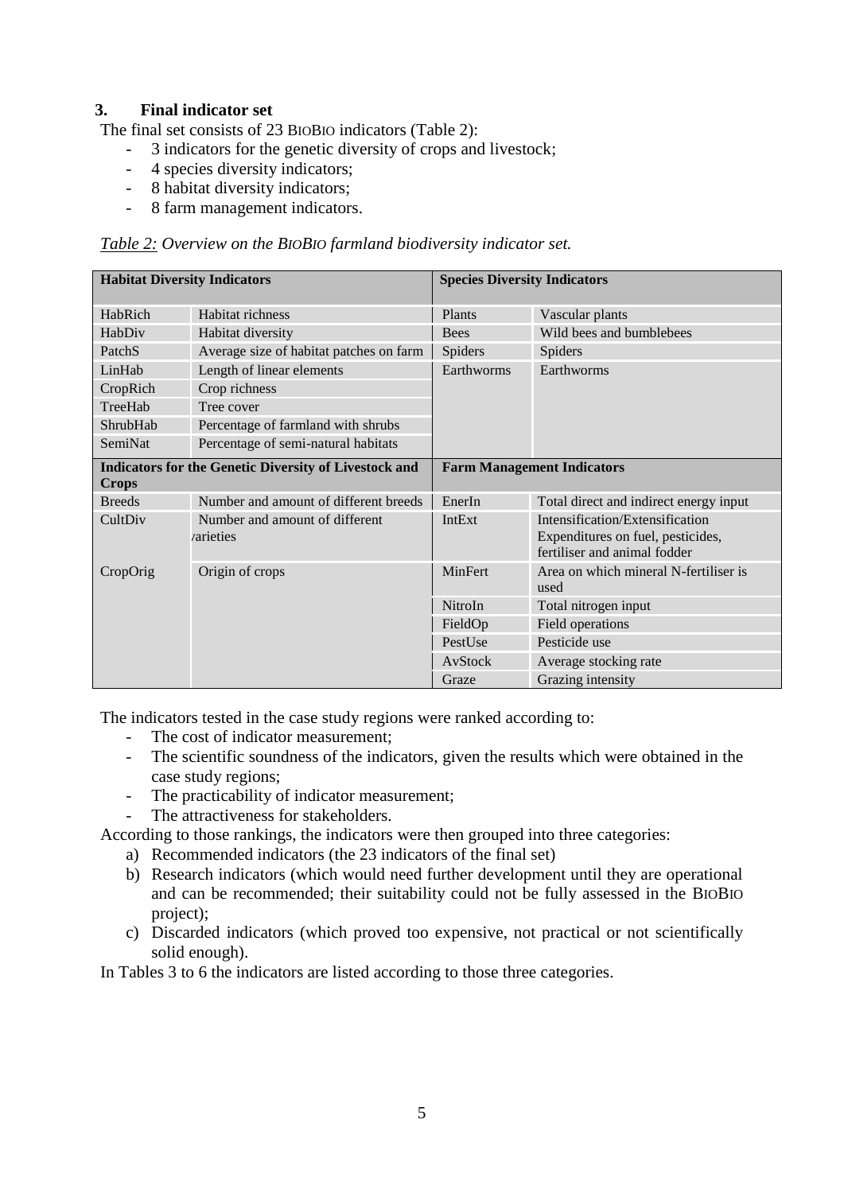## 3. Final indicator set

The final set consists of 23 BIOBIO indicators (Table 2):

- 3 indicators for the genetic diversity of crops and livestock;
- 4 species diversity indicators;
- 8 habitat diversity indicators;
- 8 farm management indicators.

*Table 2: Overview on the BIOBIO farmland biodiversity indicator set.*

| **Habitat Diversity Indicators** | | **Species Diversity Indicators** | |
|---|---|---|---|
| HabRich | Habitat richness | Plants | Vascular plants |
| HabDiv | Habitat diversity | Bees | Wild bees and bumblebees |
| PatchS | Average size of habitat patches on farm | Spiders | Spiders |
| LinHab | Length of linear elements | Earthworms | Earthworms |
| CropRich | Crop richness | | |
| TreeHab | Tree cover | | |
| ShrubHab | Percentage of farmland with shrubs | | |
| SemiNat | Percentage of semi-natural habitats | | |
| **Indicators for the Genetic Diversity of Livestock and Crops** | | **Farm Management Indicators** | |
| Breeds | Number and amount of different breeds | EnerIn | Total direct and indirect energy input |
| CultDiv | Number and amount of different varieties | IntExt | Intensification/Extensification Expenditures on fuel, pesticides, fertiliser and animal fodder |
| CropOrig | Origin of crops | MinFert | Area on which mineral N-fertiliser is used |
| | | NitroIn | Total nitrogen input |
| | | FieldOp | Field operations |
| | | PestUse | Pesticide use |
| | | AvStock | Average stocking rate |
| | | Graze | Grazing intensity |

The indicators tested in the case study regions were ranked according to:

- The cost of indicator measurement;
- The scientific soundness of the indicators, given the results which were obtained in the case study regions;
- The practicability of indicator measurement;
- The attractiveness for stakeholders.

According to those rankings, the indicators were then grouped into three categories:

a) Recommended indicators (the 23 indicators of the final set)
b) Research indicators (which would need further development until they are operational and can be recommended; their suitability could not be fully assessed in the BIOBIO project);
c) Discarded indicators (which proved too expensive, not practical or not scientifically solid enough).

In Tables 3 to 6 the indicators are listed according to those three categories.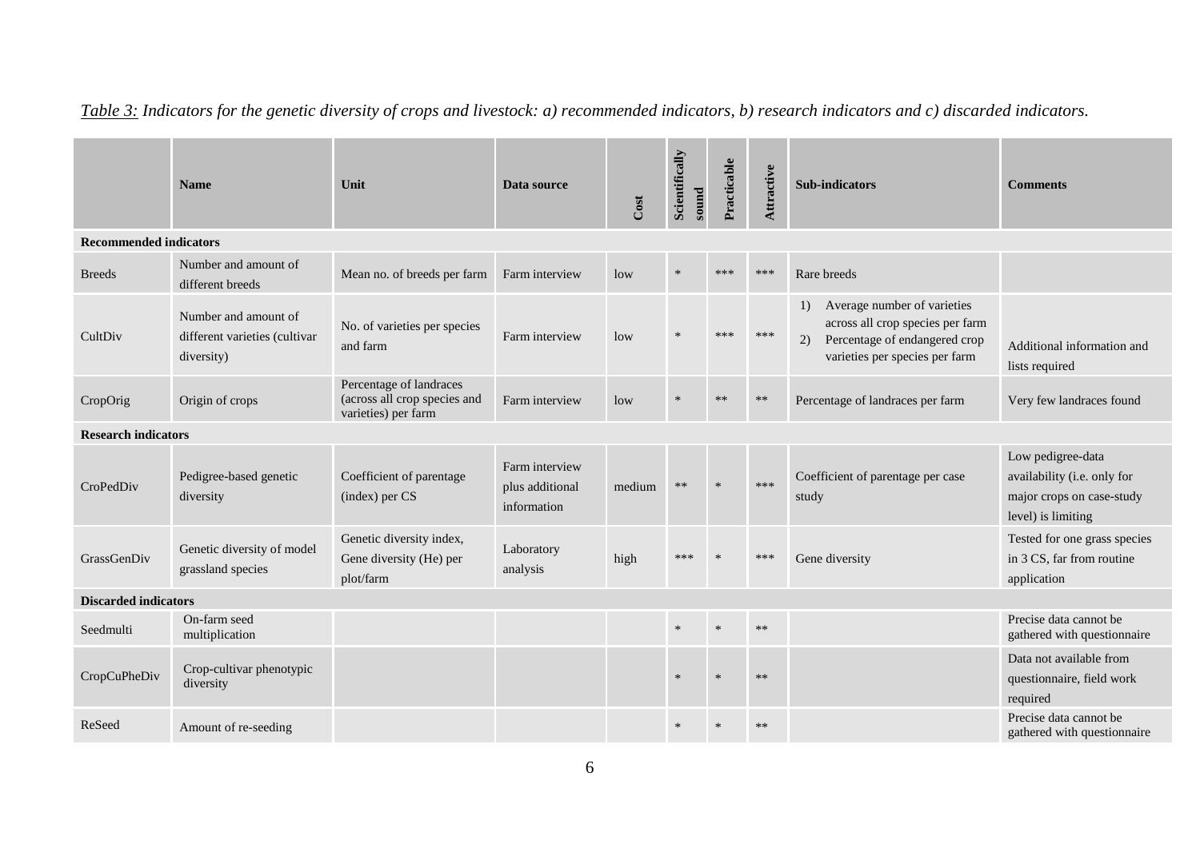*<u>Table 3:</u> Indicators for the genetic diversity of crops and livestock: a) recommended indicators, b) research indicators and c) discarded indicators.*

| | Name | Unit | Data source | Cost | Scientifically sound | Practicable | Attractive | Sub-indicators | Comments |
|---|---|---|---|---|---|---|---|---|---|
| **Recommended indicators** | | | | | | | | | |
| Breeds | Number and amount of different breeds | Mean no. of breeds per farm | Farm interview | low | * | *** | *** | Rare breeds | |
| CultDiv | Number and amount of different varieties (cultivar diversity) | No. of varieties per species and farm | Farm interview | low | * | *** | *** | 1) Average number of varieties across all crop species per farm 2) Percentage of endangered crop varieties per species per farm | Additional information and lists required |
| CropOrig | Origin of crops | Percentage of landraces (across all crop species and varieties) per farm | Farm interview | low | * | ** | ** | Percentage of landraces per farm | Very few landraces found |
| **Research indicators** | | | | | | | | | |
| CroPedDiv | Pedigree-based genetic diversity | Coefficient of parentage (index) per CS | Farm interview plus additional information | medium | ** | * | *** | Coefficient of parentage per case study | Low pedigree-data availability (i.e. only for major crops on case-study level) is limiting |
| GrassGenDiv | Genetic diversity of model grassland species | Genetic diversity index, Gene diversity (He) per plot/farm | Laboratory analysis | high | *** | * | *** | Gene diversity | Tested for one grass species in 3 CS, far from routine application |
| **Discarded indicators** | | | | | | | | | |
| Seedmulti | On-farm seed multiplication | | | | * | * | ** | | Precise data cannot be gathered with questionnaire |
| CropCuPheDiv | Crop-cultivar phenotypic diversity | | | | * | * | ** | | Data not available from questionnaire, field work required |
| ReSeed | Amount of re-seeding | | | | * | * | ** | | Precise data cannot be gathered with questionnaire |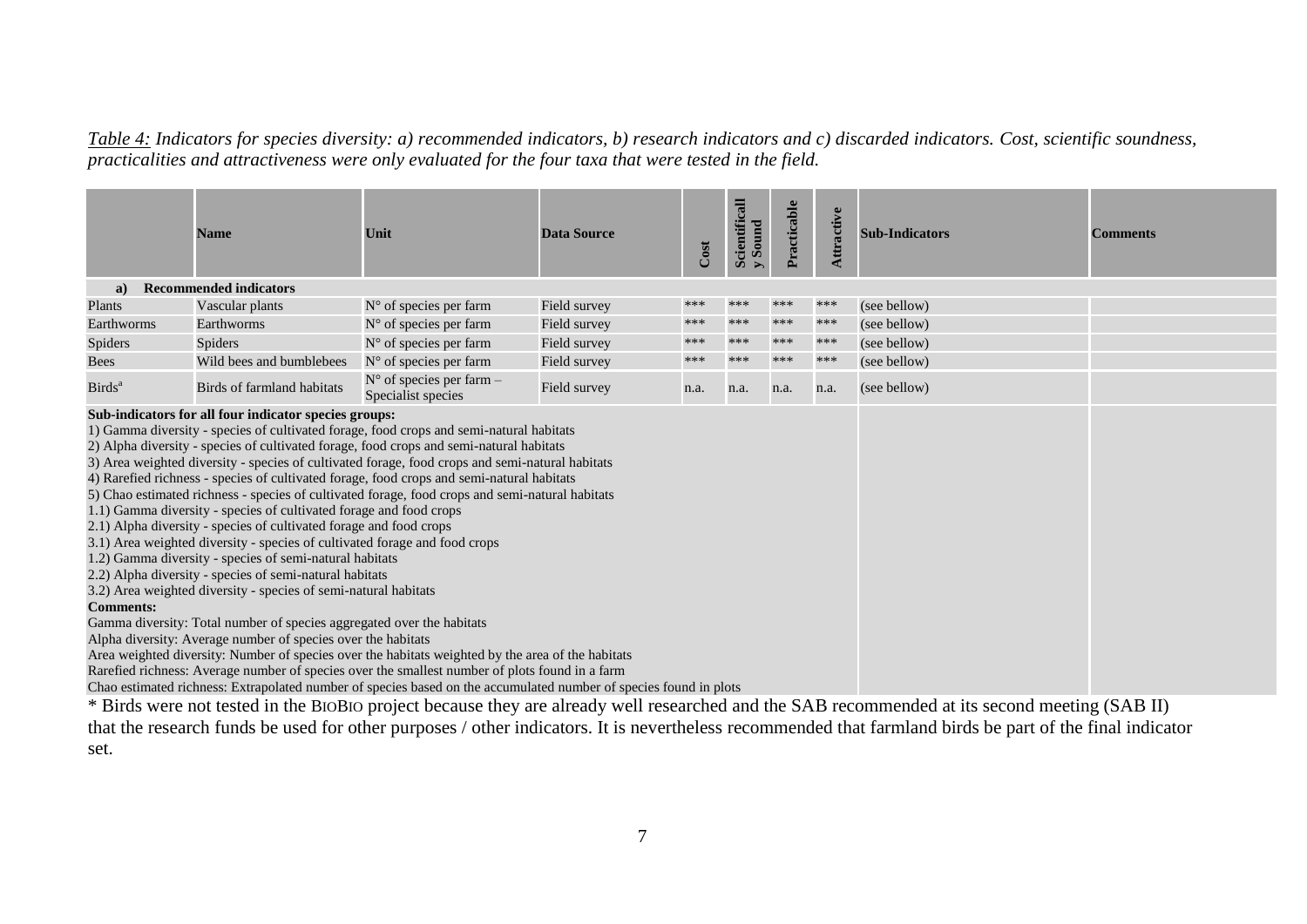*Table 4: Indicators for species diversity: a) recommended indicators, b) research indicators and c) discarded indicators. Cost, scientific soundness, practicalities and attractiveness were only evaluated for the four taxa that were tested in the field.*

| | Name | Unit | Data Source | Cost | Scientifically Sound | Practicable | Attractive | Sub-Indicators | Comments |
|---|---|---|---|---|---|---|---|---|---|
| **a) Recommended indicators** | | | | | | | | | |
| Plants | Vascular plants | N° of species per farm | Field survey | *** | *** | *** | *** | (see bellow) | |
| Earthworms | Earthworms | N° of species per farm | Field survey | *** | *** | *** | *** | (see bellow) | |
| Spiders | Spiders | N° of species per farm | Field survey | *** | *** | *** | *** | (see bellow) | |
| Bees | Wild bees and bumblebees | N° of species per farm | Field survey | *** | *** | *** | *** | (see bellow) | |
| Birds[a] | Birds of farmland habitats | N° of species per farm – Specialist species | Field survey | n.a. | n.a. | n.a. | n.a. | (see bellow) | |

**Sub-indicators for all four indicator species groups:**

1) Gamma diversity - species of cultivated forage, food crops and semi-natural habitats
2) Alpha diversity - species of cultivated forage, food crops and semi-natural habitats
3) Area weighted diversity - species of cultivated forage, food crops and semi-natural habitats
4) Rarefied richness - species of cultivated forage, food crops and semi-natural habitats
5) Chao estimated richness - species of cultivated forage, food crops and semi-natural habitats
1.1) Gamma diversity - species of cultivated forage and food crops
2.1) Alpha diversity - species of cultivated forage and food crops
3.1) Area weighted diversity - species of cultivated forage and food crops
1.2) Gamma diversity - species of semi-natural habitats
2.2) Alpha diversity - species of semi-natural habitats
3.2) Area weighted diversity - species of semi-natural habitats

**Comments:**

Gamma diversity: Total number of species aggregated over the habitats
Alpha diversity: Average number of species over the habitats
Area weighted diversity: Number of species over the habitats weighted by the area of the habitats
Rarefied richness: Average number of species over the smallest number of plots found in a farm
Chao estimated richness: Extrapolated number of species based on the accumulated number of species found in plots

* Birds were not tested in the BIOBIO project because they are already well researched and the SAB recommended at its second meeting (SAB II) that the research funds be used for other purposes / other indicators. It is nevertheless recommended that farmland birds be part of the final indicator set.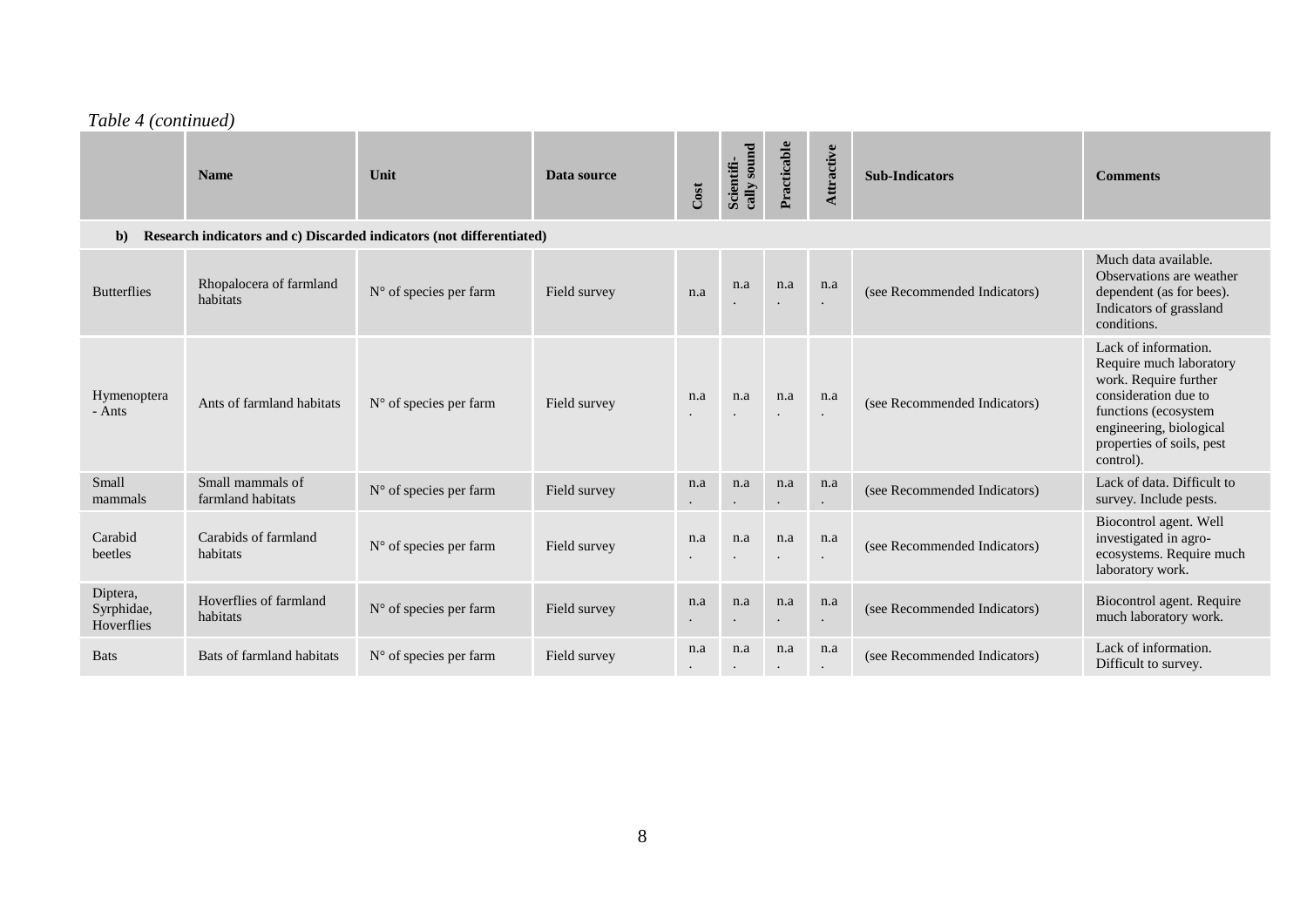*Table 4 (continued)*

| | Name | Unit | Data source | Cost | Scientifi-cally sound | Practicable | Attractive | Sub-Indicators | Comments |
|---|---|---|---|---|---|---|---|---|---|
| **b) Research indicators and c) Discarded indicators (not differentiated)** | | | | | | | | | |
| Butterflies | Rhopalocera of farmland habitats | N° of species per farm | Field survey | n.a | n.a. | n.a. | n.a. | (see Recommended Indicators) | Much data available. Observations are weather dependent (as for bees). Indicators of grassland conditions. |
| Hymenoptera - Ants | Ants of farmland habitats | N° of species per farm | Field survey | n.a. | n.a. | n.a. | n.a. | (see Recommended Indicators) | Lack of information. Require much laboratory work. Require further consideration due to functions (ecosystem engineering, biological properties of soils, pest control). |
| Small mammals | Small mammals of farmland habitats | N° of species per farm | Field survey | n.a. | n.a. | n.a. | n.a. | (see Recommended Indicators) | Lack of data. Difficult to survey. Include pests. |
| Carabid beetles | Carabids of farmland habitats | N° of species per farm | Field survey | n.a. | n.a. | n.a. | n.a. | (see Recommended Indicators) | Biocontrol agent. Well investigated in agro-ecosystems. Require much laboratory work. |
| Diptera, Syrphidae, Hoverflies | Hoverflies of farmland habitats | N° of species per farm | Field survey | n.a. | n.a. | n.a. | n.a. | (see Recommended Indicators) | Biocontrol agent. Require much laboratory work. |
| Bats | Bats of farmland habitats | N° of species per farm | Field survey | n.a. | n.a. | n.a. | n.a. | (see Recommended Indicators) | Lack of information. Difficult to survey. |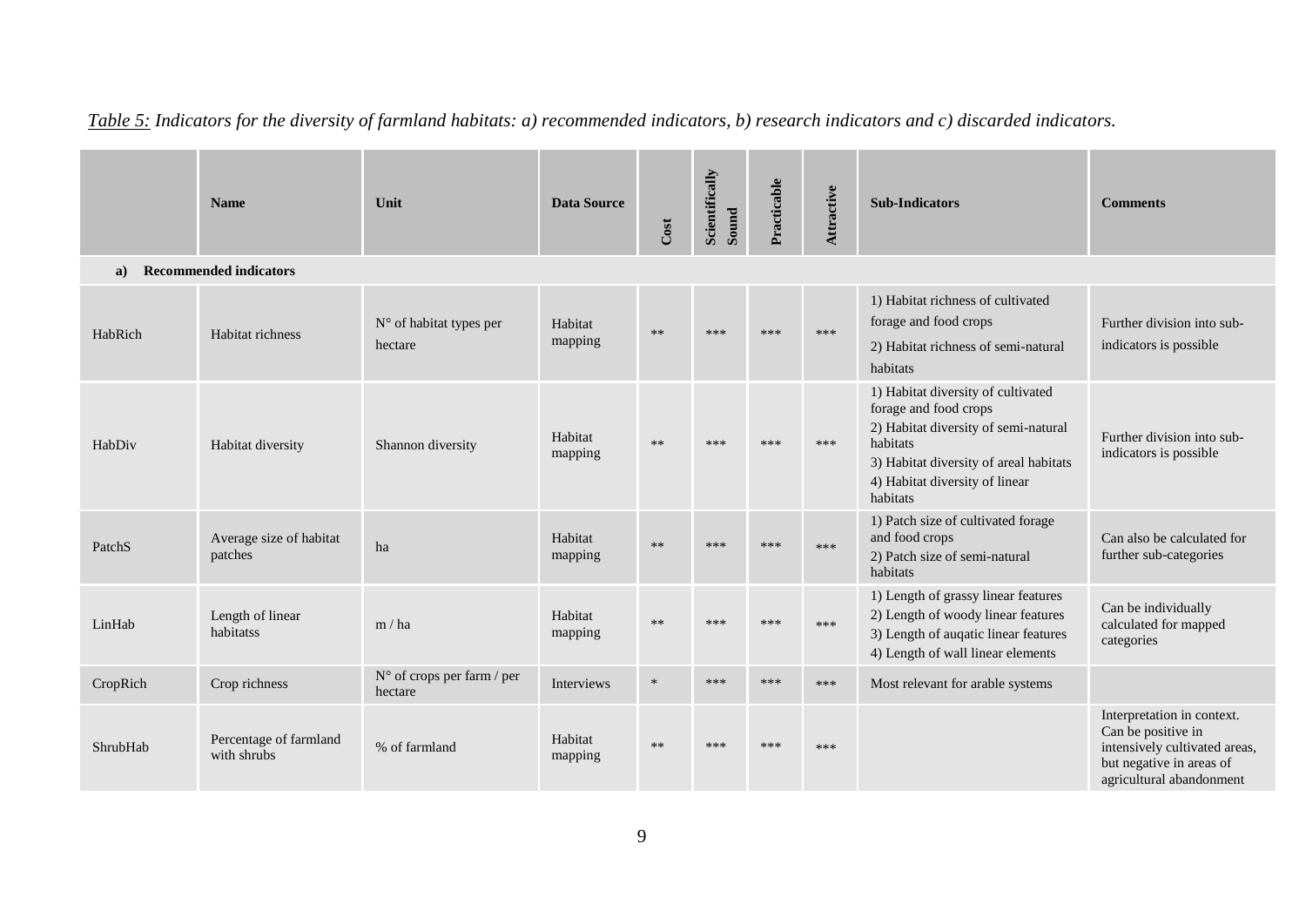*Table 5: Indicators for the diversity of farmland habitats: a) recommended indicators, b) research indicators and c) discarded indicators.*

| | Name | Unit | Data Source | Cost | Scientifically Sound | Practicable | Attractive | Sub-Indicators | Comments |
|---|---|---|---|---|---|---|---|---|---|
| **a) Recommended indicators** | | | | | | | | | |
| HabRich | Habitat richness | N° of habitat types per hectare | Habitat mapping | ** | *** | *** | *** | 1) Habitat richness of cultivated forage and food crops<br>2) Habitat richness of semi-natural habitats | Further division into sub-indicators is possible |
| HabDiv | Habitat diversity | Shannon diversity | Habitat mapping | ** | *** | *** | *** | 1) Habitat diversity of cultivated forage and food crops<br>2) Habitat diversity of semi-natural habitats<br>3) Habitat diversity of areal habitats<br>4) Habitat diversity of linear habitats | Further division into sub-indicators is possible |
| PatchS | Average size of habitat patches | ha | Habitat mapping | ** | *** | *** | *** | 1) Patch size of cultivated forage and food crops<br>2) Patch size of semi-natural habitats | Can also be calculated for further sub-categories |
| LinHab | Length of linear habitatss | m / ha | Habitat mapping | ** | *** | *** | *** | 1) Length of grassy linear features<br>2) Length of woody linear features<br>3) Length of auqatic linear features<br>4) Length of wall linear elements | Can be individually calculated for mapped categories |
| CropRich | Crop richness | N° of crops per farm / per hectare | Interviews | * | *** | *** | *** | Most relevant for arable systems | |
| ShrubHab | Percentage of farmland with shrubs | % of farmland | Habitat mapping | ** | *** | *** | *** | | Interpretation in context. Can be positive in intensively cultivated areas, but negative in areas of agricultural abandonment |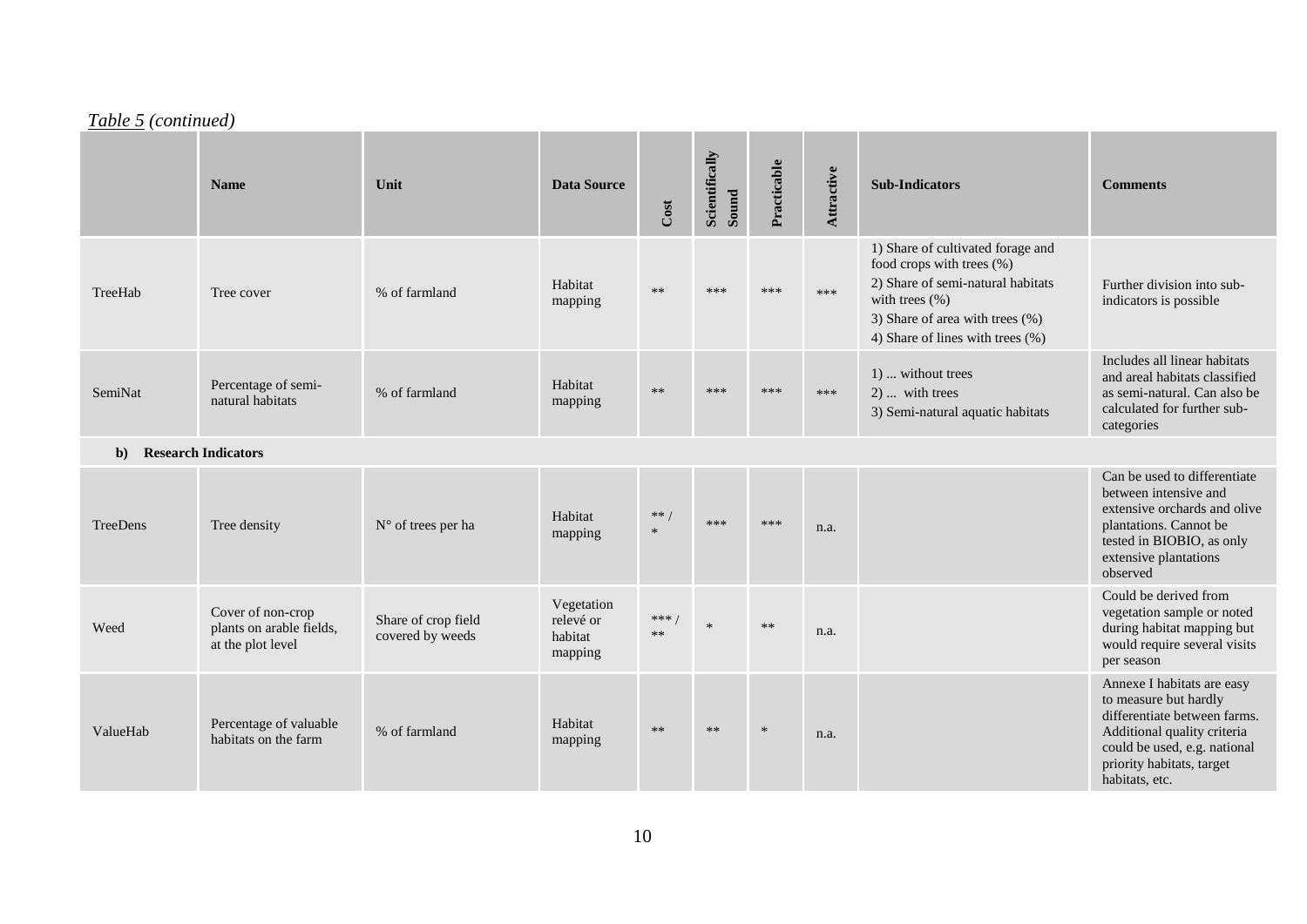*Table 5 (continued)*

| | Name | Unit | Data Source | Cost | Scientifically Sound | Practicable | Attractive | Sub-Indicators | Comments |
|---|---|---|---|---|---|---|---|---|---|
| TreeHab | Tree cover | % of farmland | Habitat mapping | ** | *** | *** | *** | 1) Share of cultivated forage and food crops with trees (%)<br>2) Share of semi-natural habitats with trees (%)<br>3) Share of area with trees (%)<br>4) Share of lines with trees (%) | Further division into sub-indicators is possible |
| SemiNat | Percentage of semi-natural habitats | % of farmland | Habitat mapping | ** | *** | *** | *** | 1) ... without trees<br>2) ... with trees<br>3) Semi-natural aquatic habitats | Includes all linear habitats and areal habitats classified as semi-natural. Can also be calculated for further sub-categories |
| **b) Research Indicators** | | | | | | | | | |
| TreeDens | Tree density | N° of trees per ha | Habitat mapping | ** / * | *** | *** | n.a. | | Can be used to differentiate between intensive and extensive orchards and olive plantations. Cannot be tested in BIOBIO, as only extensive plantations observed |
| Weed | Cover of non-crop plants on arable fields, at the plot level | Share of crop field covered by weeds | Vegetation relevé or habitat mapping | *** / ** | * | ** | n.a. | | Could be derived from vegetation sample or noted during habitat mapping but would require several visits per season |
| ValueHab | Percentage of valuable habitats on the farm | % of farmland | Habitat mapping | ** | ** | * | n.a. | | Annexe I habitats are easy to measure but hardly differentiate between farms. Additional quality criteria could be used, e.g. national priority habitats, target habitats, etc. |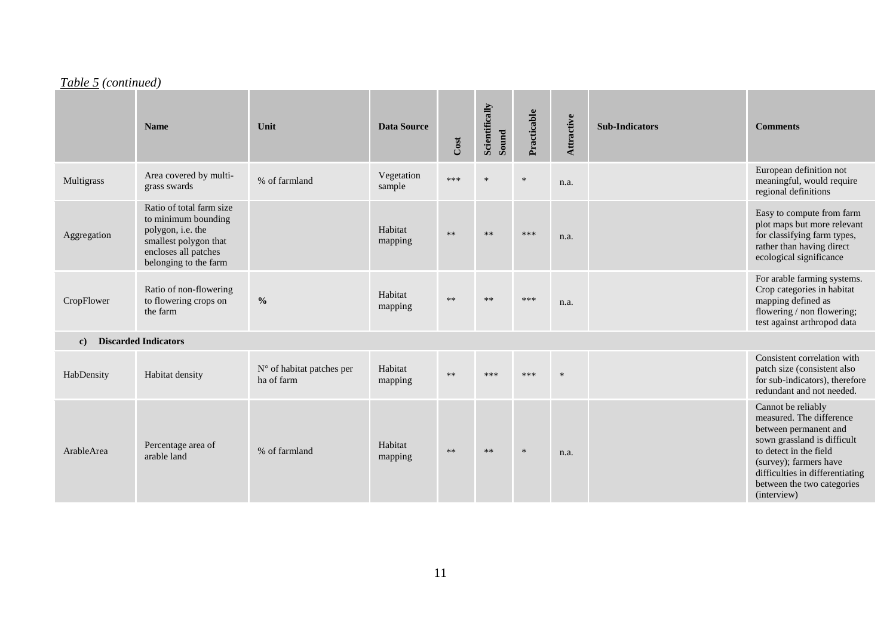*Table 5 (continued)*

| | Name | Unit | Data Source | Cost | Scientifically Sound | Practicable | Attractive | Sub-Indicators | Comments |
|---|---|---|---|---|---|---|---|---|---|
| Multigrass | Area covered by multi-grass swards | % of farmland | Vegetation sample | *** | * | * | n.a. | | European definition not meaningful, would require regional definitions |
| Aggregation | Ratio of total farm size to minimum bounding polygon, i.e. the smallest polygon that encloses all patches belonging to the farm | | Habitat mapping | ** | ** | *** | n.a. | | Easy to compute from farm plot maps but more relevant for classifying farm types, rather than having direct ecological significance |
| CropFlower | Ratio of non-flowering to flowering crops on the farm | **%** | Habitat mapping | ** | ** | *** | n.a. | | For arable farming systems. Crop categories in habitat mapping defined as flowering / non flowering; test against arthropod data |
| **c) Discarded Indicators** | | | | | | | | | |
| HabDensity | Habitat density | N° of habitat patches per ha of farm | Habitat mapping | ** | *** | *** | * | | Consistent correlation with patch size (consistent also for sub-indicators), therefore redundant and not needed. |
| ArableArea | Percentage area of arable land | % of farmland | Habitat mapping | ** | ** | * | n.a. | | Cannot be reliably measured. The difference between permanent and sown grassland is difficult to detect in the field (survey); farmers have difficulties in differentiating between the two categories (interview) |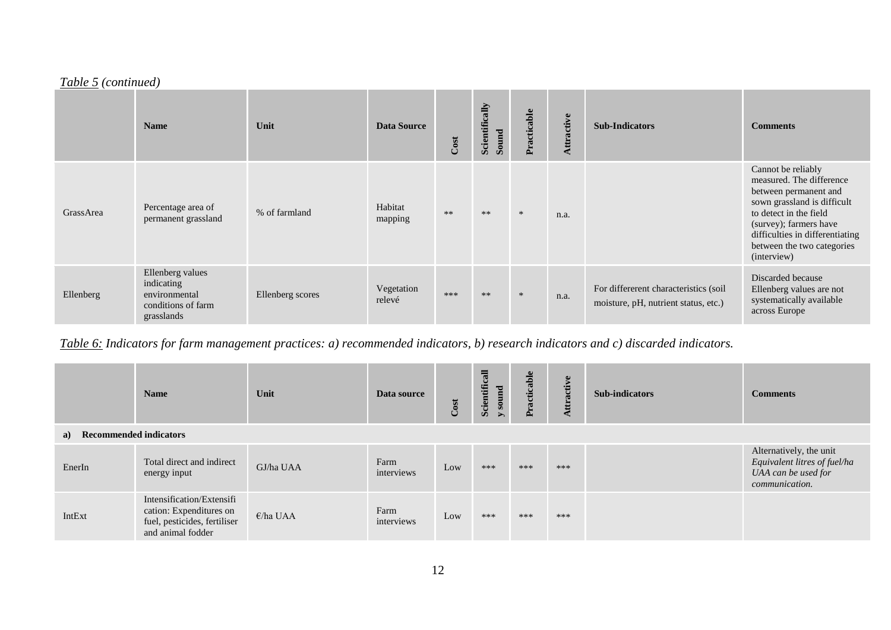*Table 5 (continued)*

| | Name | Unit | Data Source | Cost | Scientifically Sound | Practicable | Attractive | Sub-Indicators | Comments |
|---|---|---|---|---|---|---|---|---|---|
| GrassArea | Percentage area of permanent grassland | % of farmland | Habitat mapping | ** | ** | * | n.a. | | Cannot be reliably measured. The difference between permanent and sown grassland is difficult to detect in the field (survey); farmers have difficulties in differentiating between the two categories (interview) |
| Ellenberg | Ellenberg values indicating environmental conditions of farm grasslands | Ellenberg scores | Vegetation relevé | *** | ** | * | n.a. | For differerent characteristics (soil moisture, pH, nutrient status, etc.) | Discarded because Ellenberg values are not systematically available across Europe |

*Table 6: Indicators for farm management practices: a) recommended indicators, b) research indicators and c) discarded indicators.*

| | Name | Unit | Data source | Cost | Scientifically sound | Practicable | Attractive | Sub-indicators | Comments |
|---|---|---|---|---|---|---|---|---|---|
| **a) Recommended indicators** | | | | | | | | | |
| EnerIn | Total direct and indirect energy input | GJ/ha UAA | Farm interviews | Low | *** | *** | *** | | Alternatively, the unit *Equivalent litres of fuel/ha UAA can be used for communication.* |
| IntExt | Intensification/Extensification: Expenditures on fuel, pesticides, fertiliser and animal fodder | €/ha UAA | Farm interviews | Low | *** | *** | *** | | |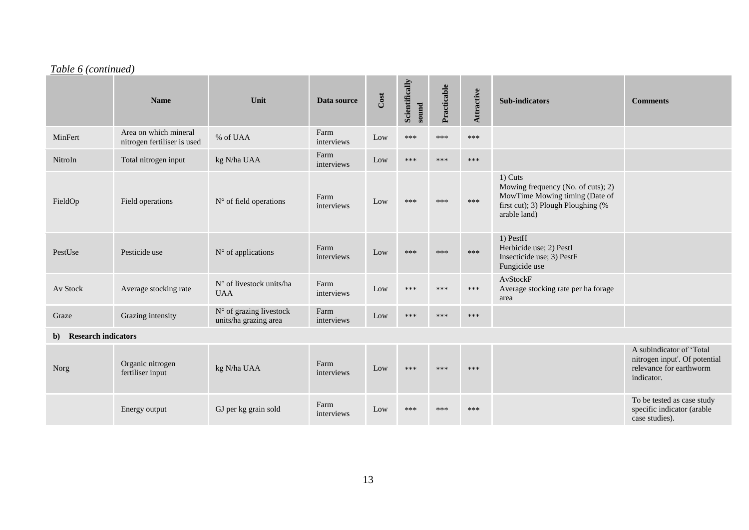*Table 6 (continued)*

| | Name | Unit | Data source | Cost | Scientifically sound | Practicable | Attractive | Sub-indicators | Comments |
|---|---|---|---|---|---|---|---|---|---|
| MinFert | Area on which mineral nitrogen fertiliser is used | % of UAA | Farm interviews | Low | *** | *** | *** | | |
| NitroIn | Total nitrogen input | kg N/ha UAA | Farm interviews | Low | *** | *** | *** | | |
| FieldOp | Field operations | N° of field operations | Farm interviews | Low | *** | *** | *** | 1) Cuts Mowing frequency (No. of cuts); 2) MowTime Mowing timing (Date of first cut); 3) Plough Ploughing (% arable land) | |
| PestUse | Pesticide use | N° of applications | Farm interviews | Low | *** | *** | *** | 1) PestH Herbicide use; 2) PestI Insecticide use; 3) PestF Fungicide use | |
| Av Stock | Average stocking rate | N° of livestock units/ha UAA | Farm interviews | Low | *** | *** | *** | AvStockF Average stocking rate per ha forage area | |
| Graze | Grazing intensity | N° of grazing livestock units/ha grazing area | Farm interviews | Low | *** | *** | *** | | |
| **b) Research indicators** | | | | | | | | | |
| Norg | Organic nitrogen fertiliser input | kg N/ha UAA | Farm interviews | Low | *** | *** | *** | | A subindicator of 'Total nitrogen input'. Of potential relevance for earthworm indicator. |
| | Energy output | GJ per kg grain sold | Farm interviews | Low | *** | *** | *** | | To be tested as case study specific indicator (arable case studies). |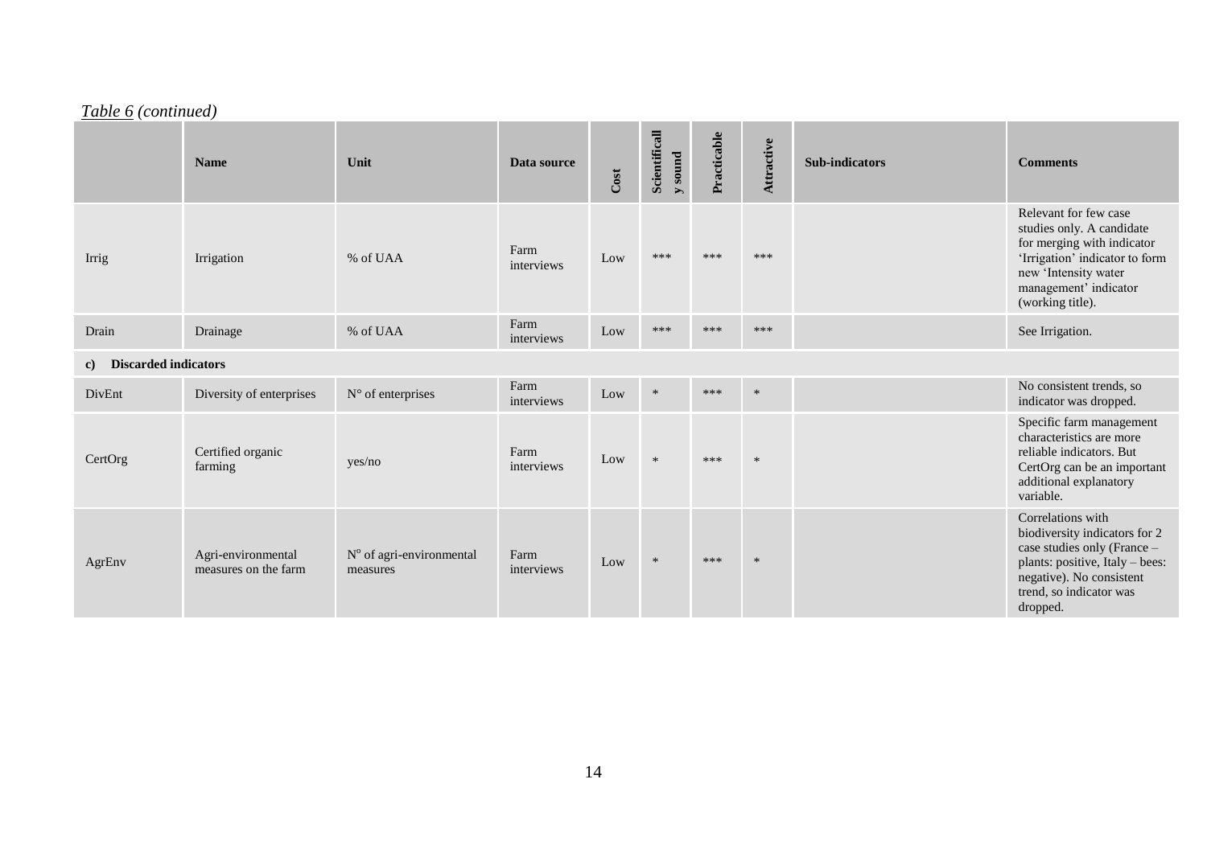*Table 6 (continued)*

| | Name | Unit | Data source | Cost | Scientifically sound | Practicable | Attractive | Sub-indicators | Comments |
|---|---|---|---|---|---|---|---|---|---|
| Irrig | Irrigation | % of UAA | Farm interviews | Low | *** | *** | *** | | Relevant for few case studies only. A candidate for merging with indicator 'Irrigation' indicator to form new 'Intensity water management' indicator (working title). |
| Drain | Drainage | % of UAA | Farm interviews | Low | *** | *** | *** | | See Irrigation. |
| **c) Discarded indicators** | | | | | | | | | |
| DivEnt | Diversity of enterprises | N° of enterprises | Farm interviews | Low | * | *** | * | | No consistent trends, so indicator was dropped. |
| CertOrg | Certified organic farming | yes/no | Farm interviews | Low | * | *** | * | | Specific farm management characteristics are more reliable indicators. But CertOrg can be an important additional explanatory variable. |
| AgrEnv | Agri-environmental measures on the farm | N° of agri-environmental measures | Farm interviews | Low | * | *** | * | | Correlations with biodiversity indicators for 2 case studies only (France – plants: positive, Italy – bees: negative). No consistent trend, so indicator was dropped. |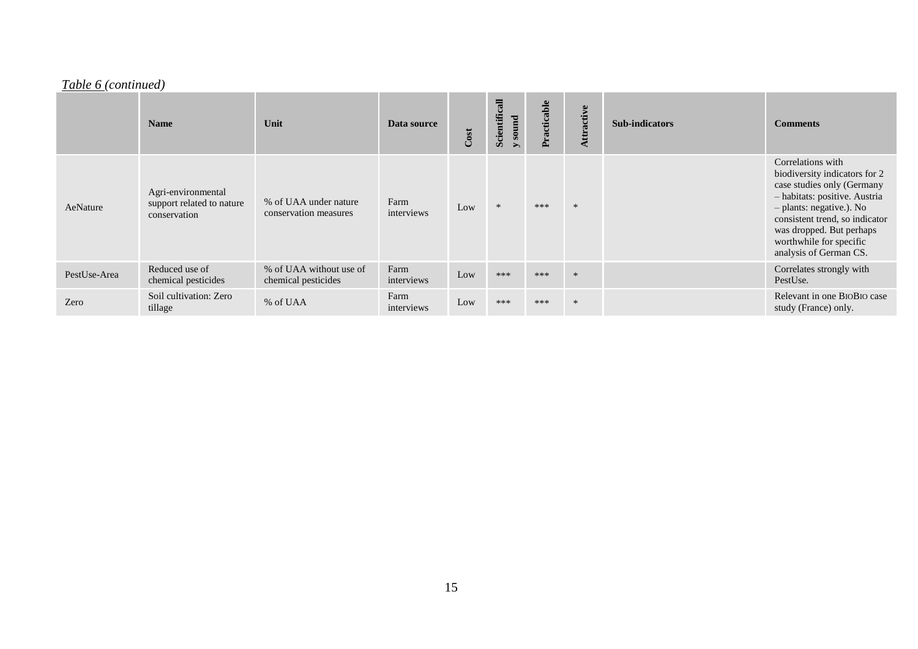*Table 6 (continued)*

| | Name | Unit | Data source | Cost | Scientifically sound | Practicable | Attractive | Sub-indicators | Comments |
|---|---|---|---|---|---|---|---|---|---|
| AeNature | Agri-environmental support related to nature conservation | % of UAA under nature conservation measures | Farm interviews | Low | * | *** | * | | Correlations with biodiversity indicators for 2 case studies only (Germany – habitats: positive. Austria – plants: negative.). No consistent trend, so indicator was dropped. But perhaps worthwhile for specific analysis of German CS. |
| PestUse-Area | Reduced use of chemical pesticides | % of UAA without use of chemical pesticides | Farm interviews | Low | *** | *** | * | | Correlates strongly with PestUse. |
| Zero | Soil cultivation: Zero tillage | % of UAA | Farm interviews | Low | *** | *** | * | | Relevant in one BIOBIO case study (France) only. |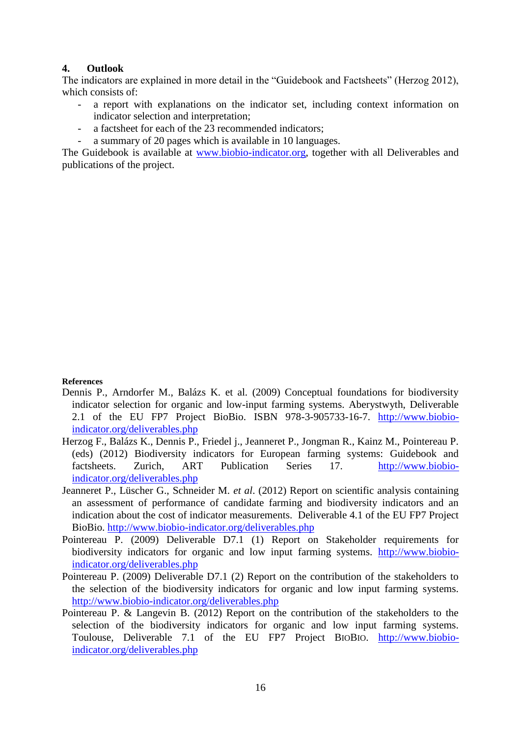## 4. Outlook

The indicators are explained in more detail in the "Guidebook and Factsheets" (Herzog 2012), which consists of:

- a report with explanations on the indicator set, including context information on indicator selection and interpretation;
- a factsheet for each of the 23 recommended indicators;
- a summary of 20 pages which is available in 10 languages.

The Guidebook is available at www.biobio-indicator.org, together with all Deliverables and publications of the project.

**References**

Dennis P., Arndorfer M., Balázs K. et al. (2009) Conceptual foundations for biodiversity indicator selection for organic and low-input farming systems. Aberystwyth, Deliverable 2.1 of the EU FP7 Project BioBio. ISBN 978-3-905733-16-7. http://www.biobio-indicator.org/deliverables.php

Herzog F., Balázs K., Dennis P., Friedel j., Jeanneret P., Jongman R., Kainz M., Pointereau P. (eds) (2012) Biodiversity indicators for European farming systems: Guidebook and factsheets. Zurich, ART Publication Series 17. http://www.biobio-indicator.org/deliverables.php

Jeanneret P., Lüscher G., Schneider M. *et al*. (2012) Report on scientific analysis containing an assessment of performance of candidate farming and biodiversity indicators and an indication about the cost of indicator measurements. Deliverable 4.1 of the EU FP7 Project BioBio. http://www.biobio-indicator.org/deliverables.php

Pointereau P. (2009) Deliverable D7.1 (1) Report on Stakeholder requirements for biodiversity indicators for organic and low input farming systems. http://www.biobio-indicator.org/deliverables.php

Pointereau P. (2009) Deliverable D7.1 (2) Report on the contribution of the stakeholders to the selection of the biodiversity indicators for organic and low input farming systems. http://www.biobio-indicator.org/deliverables.php

Pointereau P. & Langevin B. (2012) Report on the contribution of the stakeholders to the selection of the biodiversity indicators for organic and low input farming systems. Toulouse, Deliverable 7.1 of the EU FP7 Project BioBio. http://www.biobio-indicator.org/deliverables.php